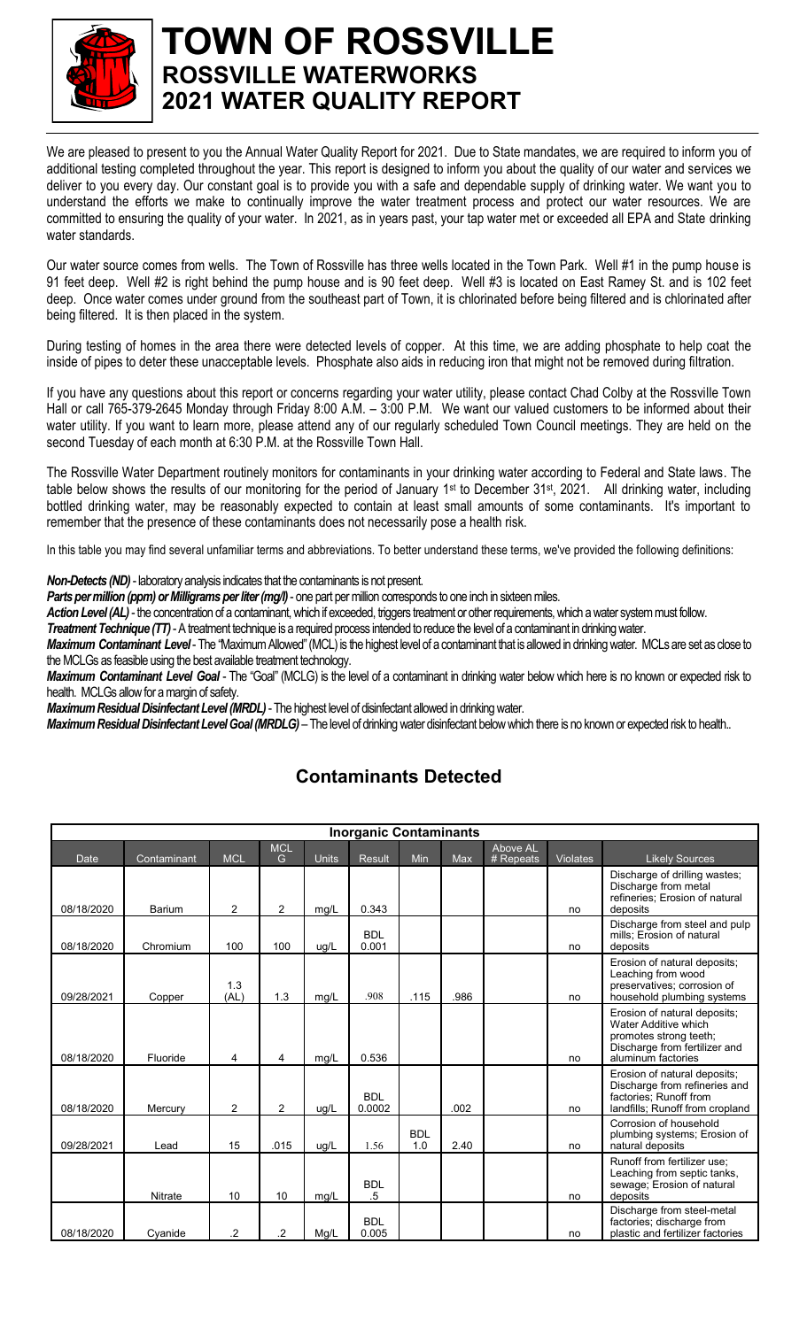# TOWN OF ROSSVILLE

## ROSSVILLE WATERWORKS

## 2021 WATER QUALITY REPORT

We are pleased to present to you the Annual Water Quality Report for 2021. Due to State mandates, we are required to inform you of additional testing completed throughout the year. This report is designed to inform you about the quality of our water and services we deliver to you every day. Our constant goal is to provide you with a safe and dependable supply of drinking water. We want you to understand the efforts we make to continually improve the water treatment process and protect our water resources. We are committed to ensuring the quality of your water. In 2021, as in years past, your tap water met or exceeded all EPA and State drinking water standards.

Our water source comes from wells. The Town of Rossville has three wells located in the Town Park. Well #1 in the pump house is 91 feet deep. Well #2 is right behind the pump house and is 90 feet deep. Well #3 is located on East Ramey St. and is 102 feet deep. Once water comes under ground from the southeast part of Town, it is chlorinated before being filtered and is chlorinated after being filtered. It is then placed in the system.

During testing of homes in the area there were detected levels of copper. At this time, we are adding phosphate to help coat the inside of pipes to deter these unacceptable levels. Phosphate also aids in reducing iron that might not be removed during filtration.

If you have any questions about this report or concerns regarding your water utility, please contact Chad Colby at the Rossville Town Hall or call 765-379-2645 Monday through Friday 8:00 A.M. – 3:00 P.M. We want our valued customers to be informed about their water utility. If you want to learn more, please attend any of our regularly scheduled Town Council meetings. They are held on the second Tuesday of each month at 6:30 P.M. at the Rossville Town Hall.

The Rossville Water Department routinely monitors for contaminants in your drinking water according to Federal and State laws. The table below shows the results of our monitoring for the period of January 1st to December 31st, 2021. All drinking water, including bottled drinking water, may be reasonably expected to contain at least small amounts of some contaminants. It's important to remember that the presence of these contaminants does not necessarily pose a health risk.

In this table you may find several unfamiliar terms and abbreviations. To better understand these terms, we've provided the following definitions:

***Non-Detects (ND)*** - laboratory analysis indicates that the contaminants is not present.

***Parts per million (ppm) or Milligrams per liter (mg/l)*** - one part per million corresponds to one inch in sixteen miles.

***Action Level (AL)*** - the concentration of a contaminant, which if exceeded, triggers treatment or other requirements, which a water system must follow.

***Treatment Technique (TT)*** - A treatment technique is a required process intended to reduce the level of a contaminant in drinking water.

***Maximum Contaminant Level*** - The "Maximum Allowed" (MCL) is the highest level of a contaminant that is allowed in drinking water. MCLs are set as close to the MCLGs as feasible using the best available treatment technology.

***Maximum Contaminant Level Goal*** - The "Goal" (MCLG) is the level of a contaminant in drinking water below which here is no known or expected risk to health. MCLGs allow for a margin of safety.

***Maximum Residual Disinfectant Level (MRDL)*** - The highest level of disinfectant allowed in drinking water.

***Maximum Residual Disinfectant Level Goal (MRDLG)*** – The level of drinking water disinfectant below which there is no known or expected risk to health..

## Contaminants Detected

| Inorganic Contaminants | | | | | | | | | | |
|---|---|---|---|---|---|---|---|---|---|---|
| Date | Contaminant | MCL | MCL G | Units | Result | Min | Max | Above AL # Repeats | Violates | Likely Sources |
| 08/18/2020 | Barium | 2 | 2 | mg/L | 0.343 | | | | no | Discharge of drilling wastes; Discharge from metal refineries; Erosion of natural deposits |
| 08/18/2020 | Chromium | 100 | 100 | ug/L | BDL 0.001 | | | | no | Discharge from steel and pulp mills; Erosion of natural deposits |
| 09/28/2021 | Copper | 1.3 (AL) | 1.3 | mg/L | .908 | .115 | .986 | | no | Erosion of natural deposits; Leaching from wood preservatives; corrosion of household plumbing systems |
| 08/18/2020 | Fluoride | 4 | 4 | mg/L | 0.536 | | | | no | Erosion of natural deposits; Water Additive which promotes strong teeth; Discharge from fertilizer and aluminum factories |
| 08/18/2020 | Mercury | 2 | 2 | ug/L | BDL 0.0002 | | .002 | | no | Erosion of natural deposits; Discharge from refineries and factories; Runoff from landfills; Runoff from cropland |
| 09/28/2021 | Lead | 15 | .015 | ug/L | 1.56 | BDL 1.0 | 2.40 | | no | Corrosion of household plumbing systems; Erosion of natural deposits |
| | Nitrate | 10 | 10 | mg/L | BDL .5 | | | | no | Runoff from fertilizer use; Leaching from septic tanks, sewage; Erosion of natural deposits |
| 08/18/2020 | Cyanide | .2 | .2 | Mg/L | BDL 0.005 | | | | no | Discharge from steel-metal factories; discharge from plastic and fertilizer factories |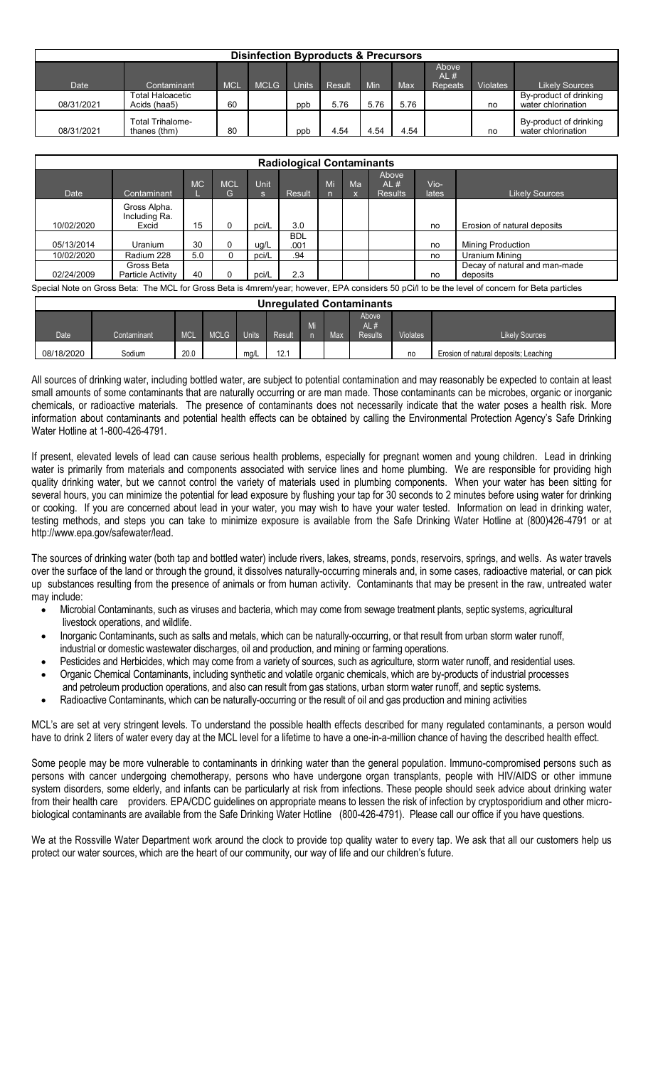| Disinfection Byproducts & Precursors | | | | | | | | | | |
|---|---|---|---|---|---|---|---|---|---|---|
| Date | Contaminant | MCL | MCLG | Units | Result | Min | Max | Above AL # Repeats | Violates | Likely Sources |
| 08/31/2021 | Total Haloacetic Acids (haa5) | 60 | | ppb | 5.76 | 5.76 | 5.76 | | no | By-product of drinking water chlorination |
| 08/31/2021 | Total Trihalome-thanes (thm) | 80 | | ppb | 4.54 | 4.54 | 4.54 | | no | By-product of drinking water chlorination |

| Radiological Contaminants | | | | | | | | | | |
|---|---|---|---|---|---|---|---|---|---|---|
| Date | Contaminant | MCL | MCLG | Units | Result | Min | Max | Above AL # Results | Violates | Likely Sources |
| 10/02/2020 | Gross Alpha. Including Ra. Excid | 15 | 0 | pci/L | 3.0 | | | | no | Erosion of natural deposits |
| 05/13/2014 | Uranium | 30 | 0 | ug/L | BDL .001 | | | | no | Mining Production |
| 10/02/2020 | Radium 228 | 5.0 | 0 | pci/L | .94 | | | | no | Uranium Mining |
| 02/24/2009 | Gross Beta Particle Activity | 40 | 0 | pci/L | 2.3 | | | | no | Decay of natural and man-made deposits |

Special Note on Gross Beta: The MCL for Gross Beta is 4mrem/year; however, EPA considers 50 pCi/l to be the level of concern for Beta particles

| Unregulated Contaminants | | | | | | | | | | |
|---|---|---|---|---|---|---|---|---|---|---|
| Date | Contaminant | MCL | MCLG | Units | Result | Min | Max | Above AL # Results | Violates | Likely Sources |
| 08/18/2020 | Sodium | 20.0 | | mg/L | 12.1 | | | | no | Erosion of natural deposits; Leaching |

All sources of drinking water, including bottled water, are subject to potential contamination and may reasonably be expected to contain at least small amounts of some contaminants that are naturally occurring or are man made. Those contaminants can be microbes, organic or inorganic chemicals, or radioactive materials. The presence of contaminants does not necessarily indicate that the water poses a health risk. More information about contaminants and potential health effects can be obtained by calling the Environmental Protection Agency's Safe Drinking Water Hotline at 1-800-426-4791.

If present, elevated levels of lead can cause serious health problems, especially for pregnant women and young children. Lead in drinking water is primarily from materials and components associated with service lines and home plumbing. We are responsible for providing high quality drinking water, but we cannot control the variety of materials used in plumbing components. When your water has been sitting for several hours, you can minimize the potential for lead exposure by flushing your tap for 30 seconds to 2 minutes before using water for drinking or cooking. If you are concerned about lead in your water, you may wish to have your water tested. Information on lead in drinking water, testing methods, and steps you can take to minimize exposure is available from the Safe Drinking Water Hotline at (800)426-4791 or at http://www.epa.gov/safewater/lead.

The sources of drinking water (both tap and bottled water) include rivers, lakes, streams, ponds, reservoirs, springs, and wells. As water travels over the surface of the land or through the ground, it dissolves naturally-occurring minerals and, in some cases, radioactive material, or can pick up substances resulting from the presence of animals or from human activity. Contaminants that may be present in the raw, untreated water may include:

- Microbial Contaminants, such as viruses and bacteria, which may come from sewage treatment plants, septic systems, agricultural livestock operations, and wildlife.
- Inorganic Contaminants, such as salts and metals, which can be naturally-occurring, or that result from urban storm water runoff, industrial or domestic wastewater discharges, oil and production, and mining or farming operations.
- Pesticides and Herbicides, which may come from a variety of sources, such as agriculture, storm water runoff, and residential uses.
- Organic Chemical Contaminants, including synthetic and volatile organic chemicals, which are by-products of industrial processes and petroleum production operations, and also can result from gas stations, urban storm water runoff, and septic systems.
- Radioactive Contaminants, which can be naturally-occurring or the result of oil and gas production and mining activities

MCL's are set at very stringent levels. To understand the possible health effects described for many regulated contaminants, a person would have to drink 2 liters of water every day at the MCL level for a lifetime to have a one-in-a-million chance of having the described health effect.

Some people may be more vulnerable to contaminants in drinking water than the general population. Immuno-compromised persons such as persons with cancer undergoing chemotherapy, persons who have undergone organ transplants, people with HIV/AIDS or other immune system disorders, some elderly, and infants can be particularly at risk from infections. These people should seek advice about drinking water from their health care providers. EPA/CDC guidelines on appropriate means to lessen the risk of infection by cryptosporidium and other microbiological contaminants are available from the Safe Drinking Water Hotline (800-426-4791). Please call our office if you have questions.

We at the Rossville Water Department work around the clock to provide top quality water to every tap. We ask that all our customers help us protect our water sources, which are the heart of our community, our way of life and our children's future.